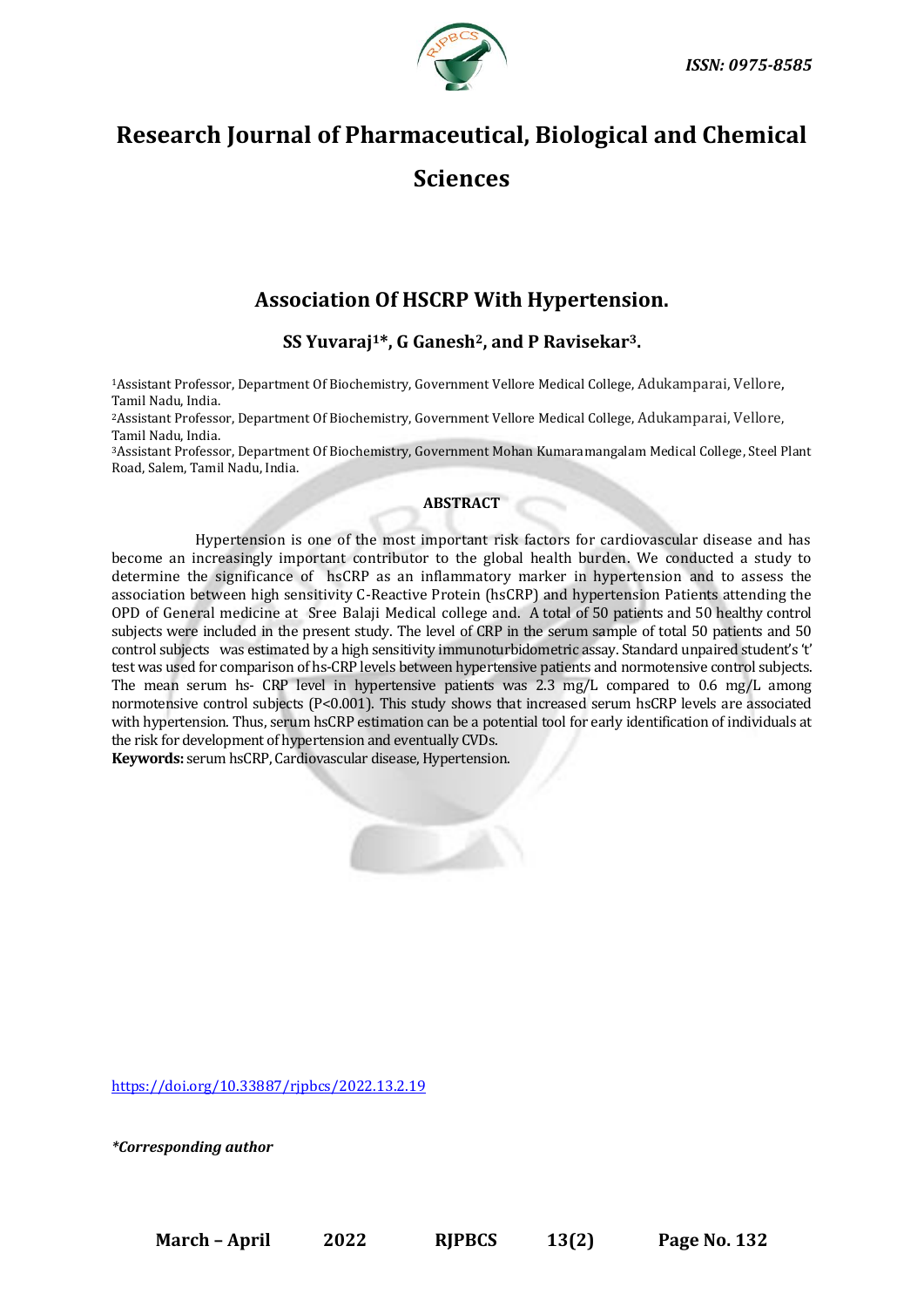ISSN: 0975-8585

# Research Journal of Pharmaceutical, Biological and Chemical Sciences

## Association Of HSCRP With Hypertension.

**SS Yuvaraj[1]\*, G Ganesh[2], and P Ravisekar[3].**

[1]Assistant Professor, Department Of Biochemistry, Government Vellore Medical College, Adukamparai, Vellore, Tamil Nadu, India.
[2]Assistant Professor, Department Of Biochemistry, Government Vellore Medical College, Adukamparai, Vellore, Tamil Nadu, India.
[3]Assistant Professor, Department Of Biochemistry, Government Mohan Kumaramangalam Medical College, Steel Plant Road, Salem, Tamil Nadu, India.

### ABSTRACT

Hypertension is one of the most important risk factors for cardiovascular disease and has become an increasingly important contributor to the global health burden. We conducted a study to determine the significance of hsCRP as an inflammatory marker in hypertension and to assess the association between high sensitivity C-Reactive Protein (hsCRP) and hypertension Patients attending the OPD of General medicine at Sree Balaji Medical college and. A total of 50 patients and 50 healthy control subjects were included in the present study. The level of CRP in the serum sample of total 50 patients and 50 control subjects was estimated by a high sensitivity immunoturbidometric assay. Standard unpaired student's 't' test was used for comparison of hs-CRP levels between hypertensive patients and normotensive control subjects. The mean serum hs- CRP level in hypertensive patients was 2.3 mg/L compared to 0.6 mg/L among normotensive control subjects ($P<0.001$). This study shows that increased serum hsCRP levels are associated with hypertension. Thus, serum hsCRP estimation can be a potential tool for early identification of individuals at the risk for development of hypertension and eventually CVDs.

**Keywords:** serum hsCRP, Cardiovascular disease, Hypertension.

https://doi.org/10.33887/rjpbcs/2022.13.2.19

*\*Corresponding author*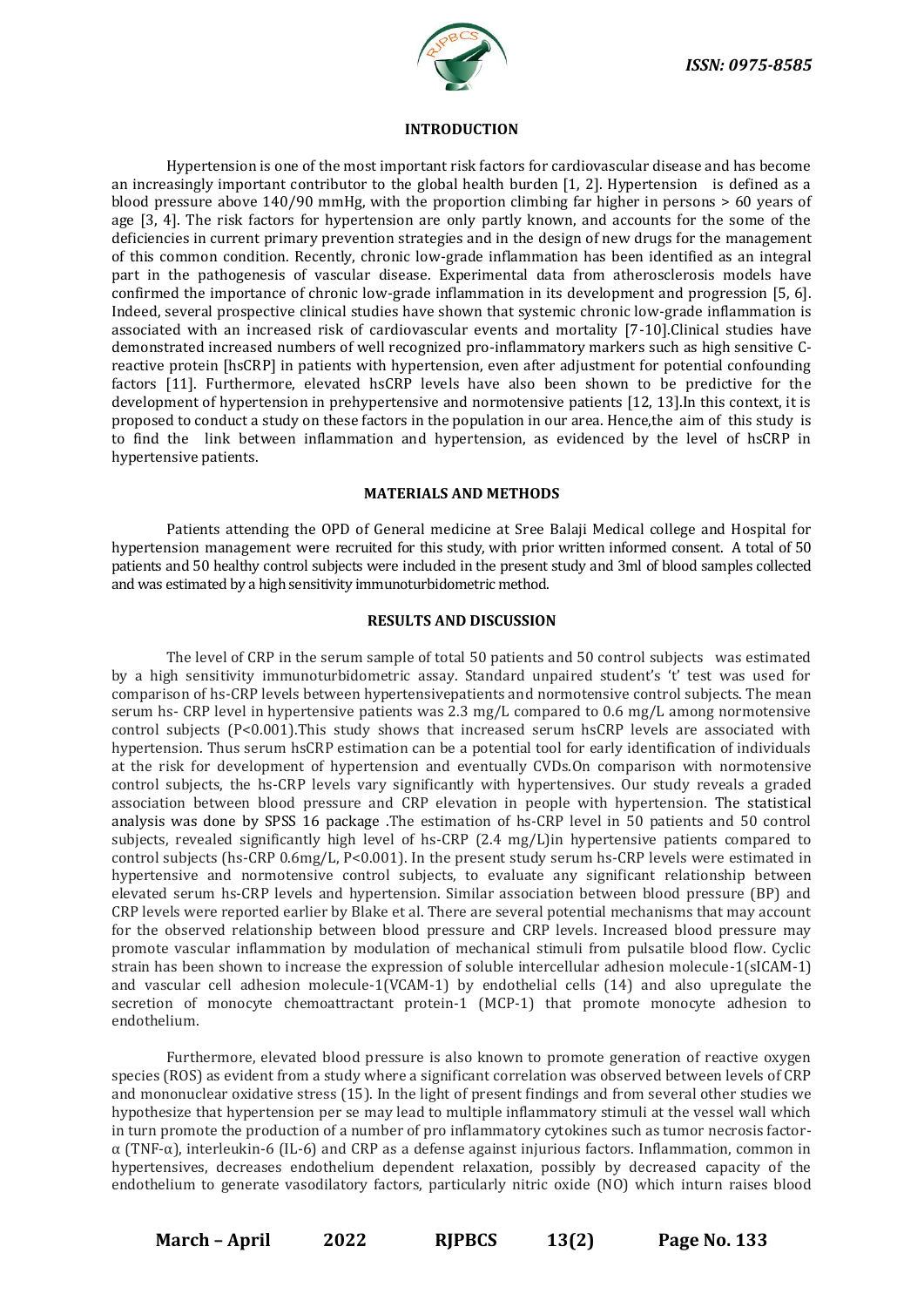## INTRODUCTION

Hypertension is one of the most important risk factors for cardiovascular disease and has become an increasingly important contributor to the global health burden [1, 2]. Hypertension is defined as a blood pressure above 140/90 mmHg, with the proportion climbing far higher in persons > 60 years of age [3, 4]. The risk factors for hypertension are only partly known, and accounts for the some of the deficiencies in current primary prevention strategies and in the design of new drugs for the management of this common condition. Recently, chronic low-grade inflammation has been identified as an integral part in the pathogenesis of vascular disease. Experimental data from atherosclerosis models have confirmed the importance of chronic low-grade inflammation in its development and progression [5, 6]. Indeed, several prospective clinical studies have shown that systemic chronic low-grade inflammation is associated with an increased risk of cardiovascular events and mortality [7-10].Clinical studies have demonstrated increased numbers of well recognized pro-inflammatory markers such as high sensitive C-reactive protein [hsCRP] in patients with hypertension, even after adjustment for potential confounding factors [11]. Furthermore, elevated hsCRP levels have also been shown to be predictive for the development of hypertension in prehypertensive and normotensive patients [12, 13].In this context, it is proposed to conduct a study on these factors in the population in our area. Hence,the aim of this study is to find the link between inflammation and hypertension, as evidenced by the level of hsCRP in hypertensive patients.

## MATERIALS AND METHODS

Patients attending the OPD of General medicine at Sree Balaji Medical college and Hospital for hypertension management were recruited for this study, with prior written informed consent. A total of 50 patients and 50 healthy control subjects were included in the present study and 3ml of blood samples collected and was estimated by a high sensitivity immunoturbidometric method.

## RESULTS AND DISCUSSION

The level of CRP in the serum sample of total 50 patients and 50 control subjects was estimated by a high sensitivity immunoturbidometric assay. Standard unpaired student's 't' test was used for comparison of hs-CRP levels between hypertensivepatients and normotensive control subjects. The mean serum hs- CRP level in hypertensive patients was 2.3 mg/L compared to 0.6 mg/L among normotensive control subjects ($P<0.001$).This study shows that increased serum hsCRP levels are associated with hypertension. Thus serum hsCRP estimation can be a potential tool for early identification of individuals at the risk for development of hypertension and eventually CVDs.On comparison with normotensive control subjects, the hs-CRP levels vary significantly with hypertensives. Our study reveals a graded association between blood pressure and CRP elevation in people with hypertension. The statistical analysis was done by SPSS 16 package .The estimation of hs-CRP level in 50 patients and 50 control subjects, revealed significantly high level of hs-CRP (2.4 mg/L)in hypertensive patients compared to control subjects (hs-CRP 0.6mg/L, $P<0.001$). In the present study serum hs-CRP levels were estimated in hypertensive and normotensive control subjects, to evaluate any significant relationship between elevated serum hs-CRP levels and hypertension. Similar association between blood pressure (BP) and CRP levels were reported earlier by Blake et al. There are several potential mechanisms that may account for the observed relationship between blood pressure and CRP levels. Increased blood pressure may promote vascular inflammation by modulation of mechanical stimuli from pulsatile blood flow. Cyclic strain has been shown to increase the expression of soluble intercellular adhesion molecule-1(sICAM-1) and vascular cell adhesion molecule-1(VCAM-1) by endothelial cells (14) and also upregulate the secretion of monocyte chemoattractant protein-1 (MCP-1) that promote monocyte adhesion to endothelium.

Furthermore, elevated blood pressure is also known to promote generation of reactive oxygen species (ROS) as evident from a study where a significant correlation was observed between levels of CRP and mononuclear oxidative stress (15). In the light of present findings and from several other studies we hypothesize that hypertension per se may lead to multiple inflammatory stimuli at the vessel wall which in turn promote the production of a number of pro inflammatory cytokines such as tumor necrosis factor-α (TNF-α), interleukin-6 (IL-6) and CRP as a defense against injurious factors. Inflammation, common in hypertensives, decreases endothelium dependent relaxation, possibly by decreased capacity of the endothelium to generate vasodilatory factors, particularly nitric oxide (NO) which inturn raises blood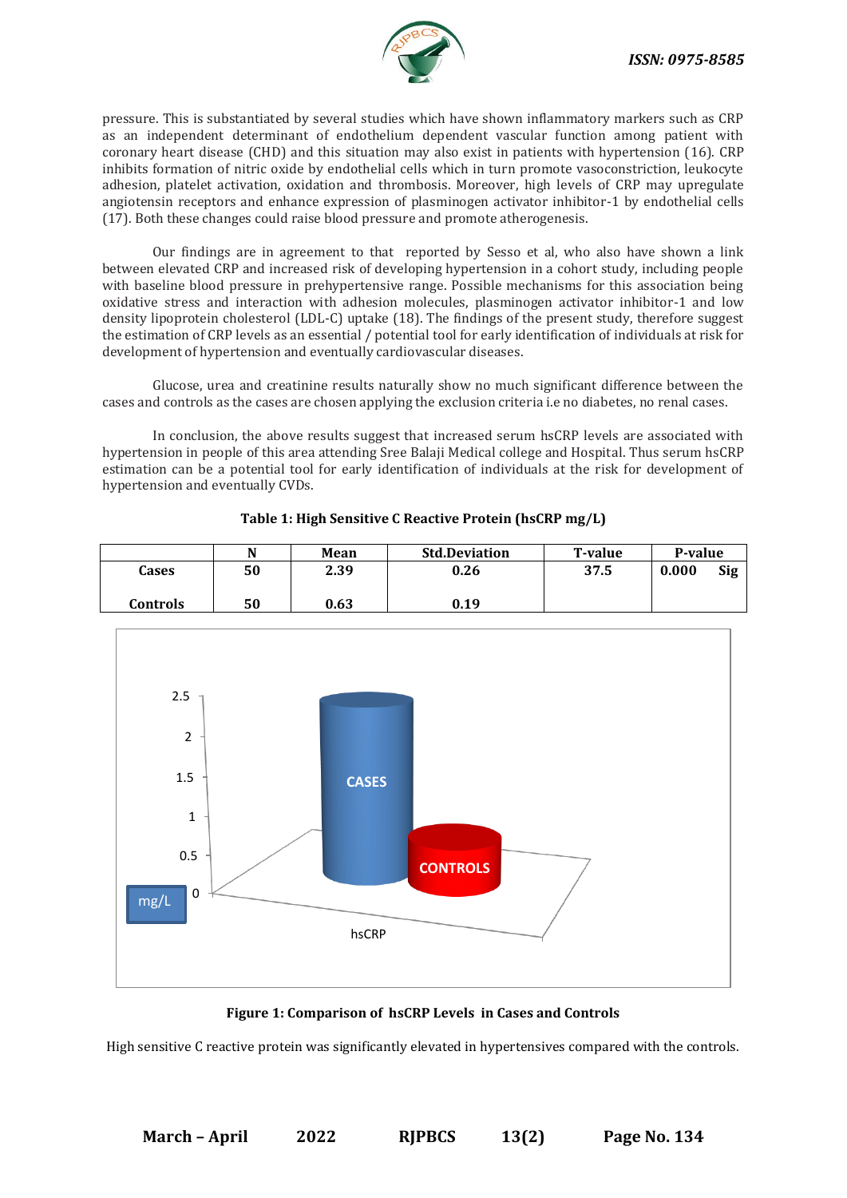pressure. This is substantiated by several studies which have shown inflammatory markers such as CRP as an independent determinant of endothelium dependent vascular function among patient with coronary heart disease (CHD) and this situation may also exist in patients with hypertension (16). CRP inhibits formation of nitric oxide by endothelial cells which in turn promote vasoconstriction, leukocyte adhesion, platelet activation, oxidation and thrombosis. Moreover, high levels of CRP may upregulate angiotensin receptors and enhance expression of plasminogen activator inhibitor-1 by endothelial cells (17). Both these changes could raise blood pressure and promote atherogenesis.

Our findings are in agreement to that reported by Sesso et al, who also have shown a link between elevated CRP and increased risk of developing hypertension in a cohort study, including people with baseline blood pressure in prehypertensive range. Possible mechanisms for this association being oxidative stress and interaction with adhesion molecules, plasminogen activator inhibitor-1 and low density lipoprotein cholesterol (LDL-C) uptake (18). The findings of the present study, therefore suggest the estimation of CRP levels as an essential / potential tool for early identification of individuals at risk for development of hypertension and eventually cardiovascular diseases.

Glucose, urea and creatinine results naturally show no much significant difference between the cases and controls as the cases are chosen applying the exclusion criteria i.e no diabetes, no renal cases.

In conclusion, the above results suggest that increased serum hsCRP levels are associated with hypertension in people of this area attending Sree Balaji Medical college and Hospital. Thus serum hsCRP estimation can be a potential tool for early identification of individuals at the risk for development of hypertension and eventually CVDs.

**Table 1: High Sensitive C Reactive Protein (hsCRP mg/L)**

| | N | Mean | Std.Deviation | T-value | P-value |
|---|---|---|---|---|---|
| **Cases** | **50** | **2.39** | **0.26** | **37.5** | **0.000 Sig** |
| **Controls** | **50** | **0.63** | **0.19** | | |

**Figure 1: Comparison of hsCRP Levels in Cases and Controls**

High sensitive C reactive protein was significantly elevated in hypertensives compared with the controls.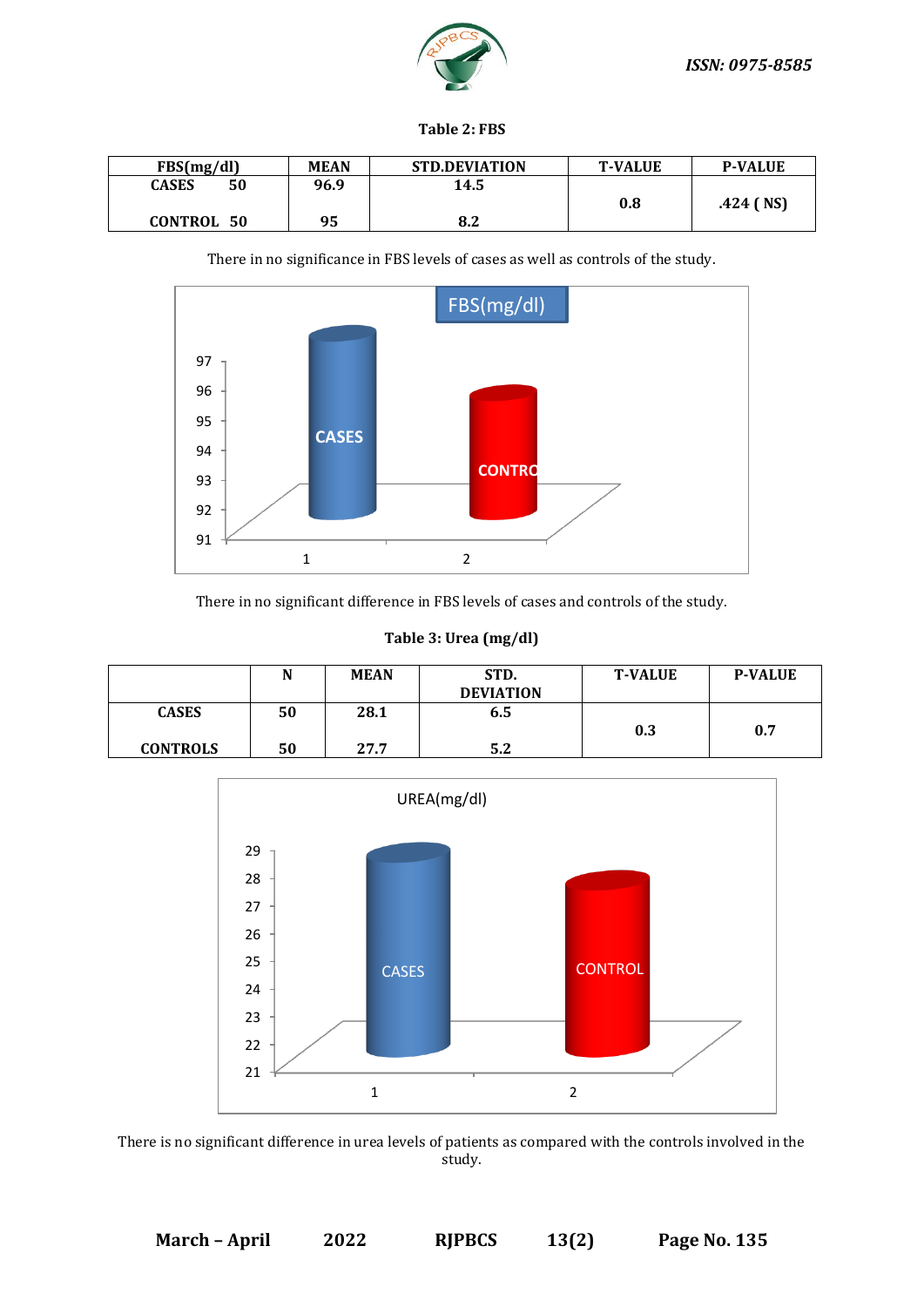**Table 2: FBS**

| FBS(mg/dl) | MEAN | STD.DEVIATION | T-VALUE | P-VALUE |
|---|---|---|---|---|
| CASES 50 | 96.9 | 14.5 | 0.8 | .424 ( NS) |
| CONTROL 50 | 95 | 8.2 | | |

There in no significance in FBS levels of cases as well as controls of the study.

There in no significant difference in FBS levels of cases and controls of the study.

**Table 3: Urea (mg/dl)**

| | N | MEAN | STD. DEVIATION | T-VALUE | P-VALUE |
|---|---|---|---|---|---|
| CASES | 50 | 28.1 | 6.5 | 0.3 | 0.7 |
| CONTROLS | 50 | 27.7 | 5.2 | | |

There is no significant difference in urea levels of patients as compared with the controls involved in the study.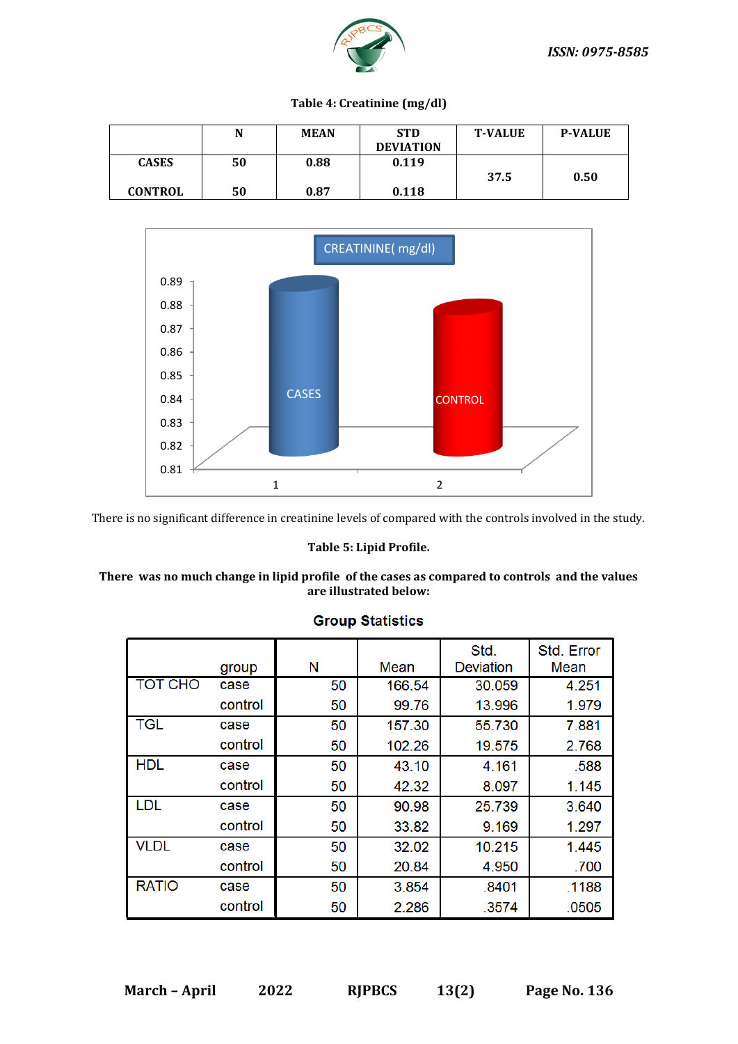**Table 4: Creatinine (mg/dl)**

| | N | MEAN | STD DEVIATION | T-VALUE | P-VALUE |
|---|---|---|---|---|---|
| CASES | 50 | 0.88 | 0.119 | 37.5 | 0.50 |
| CONTROL | 50 | 0.87 | 0.118 | | |

There is no significant difference in creatinine levels of compared with the controls involved in the study.

**Table 5: Lipid Profile.**

**There was no much change in lipid profile of the cases as compared to controls and the values are illustrated below:**

**Group Statistics**

| | group | N | Mean | Std. Deviation | Std. Error Mean |
|---|---|---|---|---|---|
| TOT CHO | case | 50 | 166.54 | 30.059 | 4.251 |
| | control | 50 | 99.76 | 13.996 | 1.979 |
| TGL | case | 50 | 157.30 | 55.730 | 7.881 |
| | control | 50 | 102.26 | 19.575 | 2.768 |
| HDL | case | 50 | 43.10 | 4.161 | .588 |
| | control | 50 | 42.32 | 8.097 | 1.145 |
| LDL | case | 50 | 90.98 | 25.739 | 3.640 |
| | control | 50 | 33.82 | 9.169 | 1.297 |
| VLDL | case | 50 | 32.02 | 10.215 | 1.445 |
| | control | 50 | 20.84 | 4.950 | .700 |
| RATIO | case | 50 | 3.854 | .8401 | .1188 |
| | control | 50 | 2.286 | .3574 | .0505 |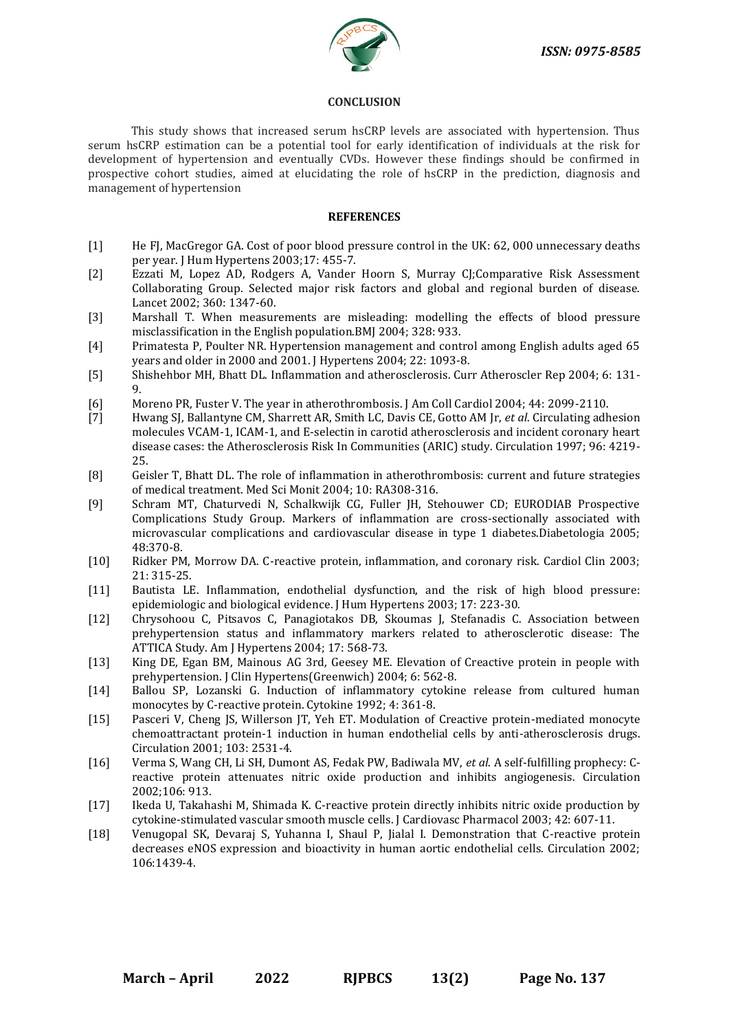## CONCLUSION

This study shows that increased serum hsCRP levels are associated with hypertension. Thus serum hsCRP estimation can be a potential tool for early identification of individuals at the risk for development of hypertension and eventually CVDs. However these findings should be confirmed in prospective cohort studies, aimed at elucidating the role of hsCRP in the prediction, diagnosis and management of hypertension

## REFERENCES

[1] He FJ, MacGregor GA. Cost of poor blood pressure control in the UK: 62, 000 unnecessary deaths per year. J Hum Hypertens 2003;17: 455-7.

[2] Ezzati M, Lopez AD, Rodgers A, Vander Hoorn S, Murray CJ;Comparative Risk Assessment Collaborating Group. Selected major risk factors and global and regional burden of disease. Lancet 2002; 360: 1347-60.

[3] Marshall T. When measurements are misleading: modelling the effects of blood pressure misclassification in the English population.BMJ 2004; 328: 933.

[4] Primatesta P, Poulter NR. Hypertension management and control among English adults aged 65 years and older in 2000 and 2001. J Hypertens 2004; 22: 1093-8.

[5] Shishehbor MH, Bhatt DL. Inflammation and atherosclerosis. Curr Atheroscler Rep 2004; 6: 131-9.

[6] Moreno PR, Fuster V. The year in atherothrombosis. J Am Coll Cardiol 2004; 44: 2099-2110.

[7] Hwang SJ, Ballantyne CM, Sharrett AR, Smith LC, Davis CE, Gotto AM Jr, *et al*. Circulating adhesion molecules VCAM-1, ICAM-1, and E-selectin in carotid atherosclerosis and incident coronary heart disease cases: the Atherosclerosis Risk In Communities (ARIC) study. Circulation 1997; 96: 4219-25.

[8] Geisler T, Bhatt DL. The role of inflammation in atherothrombosis: current and future strategies of medical treatment. Med Sci Monit 2004; 10: RA308-316.

[9] Schram MT, Chaturvedi N, Schalkwijk CG, Fuller JH, Stehouwer CD; EURODIAB Prospective Complications Study Group. Markers of inflammation are cross-sectionally associated with microvascular complications and cardiovascular disease in type 1 diabetes.Diabetologia 2005; 48:370-8.

[10] Ridker PM, Morrow DA. C-reactive protein, inflammation, and coronary risk. Cardiol Clin 2003; 21: 315-25.

[11] Bautista LE. Inflammation, endothelial dysfunction, and the risk of high blood pressure: epidemiologic and biological evidence. J Hum Hypertens 2003; 17: 223-30.

[12] Chrysohoou C, Pitsavos C, Panagiotakos DB, Skoumas J, Stefanadis C. Association between prehypertension status and inflammatory markers related to atherosclerotic disease: The ATTICA Study. Am J Hypertens 2004; 17: 568-73.

[13] King DE, Egan BM, Mainous AG 3rd, Geesey ME. Elevation of Creactive protein in people with prehypertension. J Clin Hypertens(Greenwich) 2004; 6: 562-8.

[14] Ballou SP, Lozanski G. Induction of inflammatory cytokine release from cultured human monocytes by C-reactive protein. Cytokine 1992; 4: 361-8.

[15] Pasceri V, Cheng JS, Willerson JT, Yeh ET. Modulation of Creactive protein-mediated monocyte chemoattractant protein-1 induction in human endothelial cells by anti-atherosclerosis drugs. Circulation 2001; 103: 2531-4.

[16] Verma S, Wang CH, Li SH, Dumont AS, Fedak PW, Badiwala MV, *et al*. A self-fulfilling prophecy: C-reactive protein attenuates nitric oxide production and inhibits angiogenesis. Circulation 2002;106: 913.

[17] Ikeda U, Takahashi M, Shimada K. C-reactive protein directly inhibits nitric oxide production by cytokine-stimulated vascular smooth muscle cells. J Cardiovasc Pharmacol 2003; 42: 607-11.

[18] Venugopal SK, Devaraj S, Yuhanna I, Shaul P, Jialal I. Demonstration that C-reactive protein decreases eNOS expression and bioactivity in human aortic endothelial cells. Circulation 2002; 106:1439-4.